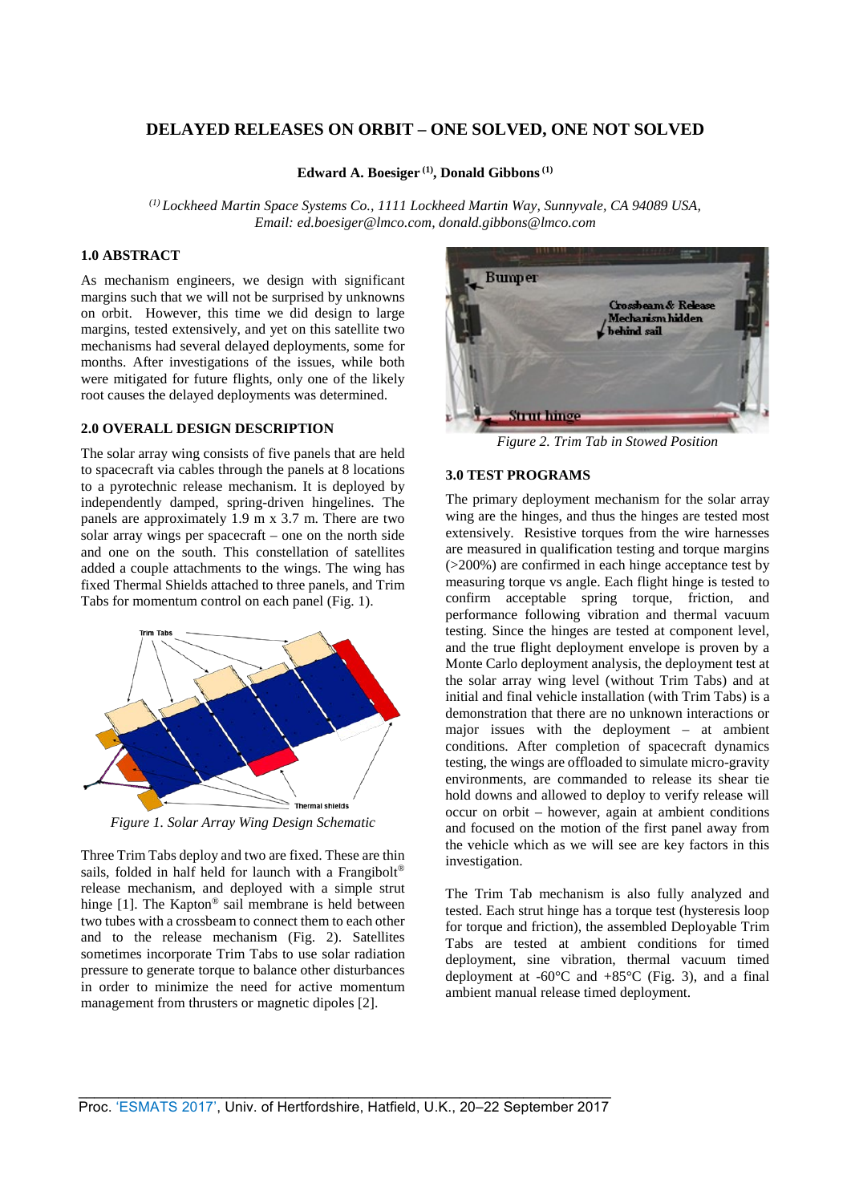# DELAYED RELEASES ON ORBIT – ONE SOLVED, ONE NOT SOLVED

**Edward A. Boesiger [(1)], Donald Gibbons [(1)]**

*[(1)] Lockheed Martin Space Systems Co., 1111 Lockheed Martin Way, Sunnyvale, CA 94089 USA, Email: ed.boesiger@lmco.com, donald.gibbons@lmco.com*

## 1.0 ABSTRACT

As mechanism engineers, we design with significant margins such that we will not be surprised by unknowns on orbit. However, this time we did design to large margins, tested extensively, and yet on this satellite two mechanisms had several delayed deployments, some for months. After investigations of the issues, while both were mitigated for future flights, only one of the likely root causes the delayed deployments was determined.

## 2.0 OVERALL DESIGN DESCRIPTION

The solar array wing consists of five panels that are held to spacecraft via cables through the panels at 8 locations to a pyrotechnic release mechanism. It is deployed by independently damped, spring-driven hingelines. The panels are approximately 1.9 m x 3.7 m. There are two solar array wings per spacecraft – one on the north side and one on the south. This constellation of satellites added a couple attachments to the wings. The wing has fixed Thermal Shields attached to three panels, and Trim Tabs for momentum control on each panel (Fig. 1).

*Figure 1. Solar Array Wing Design Schematic*

Three Trim Tabs deploy and two are fixed. These are thin sails, folded in half held for launch with a Frangibolt® release mechanism, and deployed with a simple strut hinge [1]. The Kapton® sail membrane is held between two tubes with a crossbeam to connect them to each other and to the release mechanism (Fig. 2). Satellites sometimes incorporate Trim Tabs to use solar radiation pressure to generate torque to balance other disturbances in order to minimize the need for active momentum management from thrusters or magnetic dipoles [2].

*Figure 2. Trim Tab in Stowed Position*

## 3.0 TEST PROGRAMS

The primary deployment mechanism for the solar array wing are the hinges, and thus the hinges are tested most extensively. Resistive torques from the wire harnesses are measured in qualification testing and torque margins (>200%) are confirmed in each hinge acceptance test by measuring torque vs angle. Each flight hinge is tested to confirm acceptable spring torque, friction, and performance following vibration and thermal vacuum testing. Since the hinges are tested at component level, and the true flight deployment envelope is proven by a Monte Carlo deployment analysis, the deployment test at the solar array wing level (without Trim Tabs) and at initial and final vehicle installation (with Trim Tabs) is a demonstration that there are no unknown interactions or major issues with the deployment – at ambient conditions. After completion of spacecraft dynamics testing, the wings are offloaded to simulate micro-gravity environments, are commanded to release its shear tie hold downs and allowed to deploy to verify release will occur on orbit – however, again at ambient conditions and focused on the motion of the first panel away from the vehicle which as we will see are key factors in this investigation.

The Trim Tab mechanism is also fully analyzed and tested. Each strut hinge has a torque test (hysteresis loop for torque and friction), the assembled Deployable Trim Tabs are tested at ambient conditions for timed deployment, sine vibration, thermal vacuum timed deployment at -60°C and +85°C (Fig. 3), and a final ambient manual release timed deployment.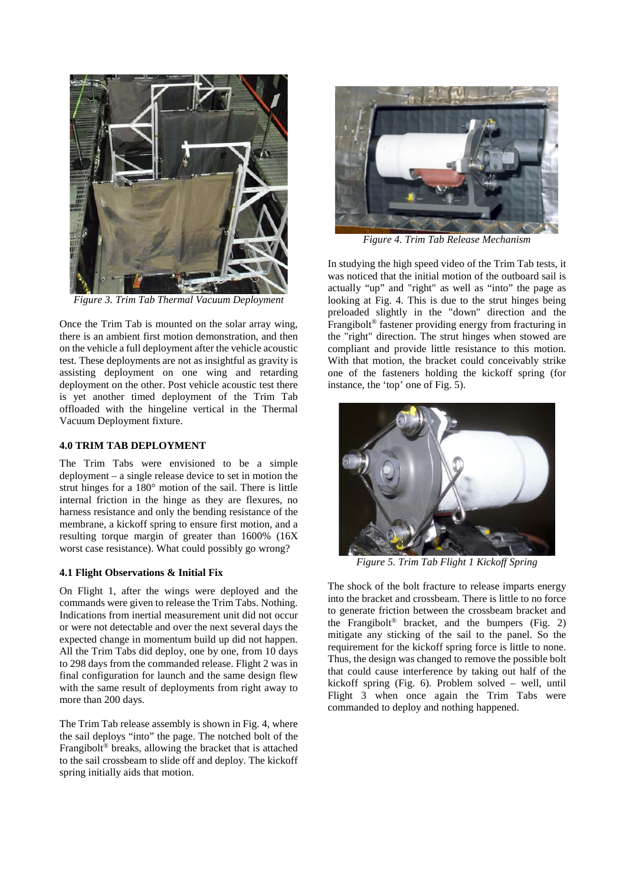*Figure 3. Trim Tab Thermal Vacuum Deployment*

Once the Trim Tab is mounted on the solar array wing, there is an ambient first motion demonstration, and then on the vehicle a full deployment after the vehicle acoustic test. These deployments are not as insightful as gravity is assisting deployment on one wing and retarding deployment on the other. Post vehicle acoustic test there is yet another timed deployment of the Trim Tab offloaded with the hingeline vertical in the Thermal Vacuum Deployment fixture.

### 4.0 TRIM TAB DEPLOYMENT

The Trim Tabs were envisioned to be a simple deployment – a single release device to set in motion the strut hinges for a 180° motion of the sail. There is little internal friction in the hinge as they are flexures, no harness resistance and only the bending resistance of the membrane, a kickoff spring to ensure first motion, and a resulting torque margin of greater than 1600% (16X worst case resistance). What could possibly go wrong?

#### 4.1 Flight Observations & Initial Fix

On Flight 1, after the wings were deployed and the commands were given to release the Trim Tabs. Nothing. Indications from inertial measurement unit did not occur or were not detectable and over the next several days the expected change in momentum build up did not happen. All the Trim Tabs did deploy, one by one, from 10 days to 298 days from the commanded release. Flight 2 was in final configuration for launch and the same design flew with the same result of deployments from right away to more than 200 days.

The Trim Tab release assembly is shown in Fig. 4, where the sail deploys "into" the page. The notched bolt of the Frangibolt® breaks, allowing the bracket that is attached to the sail crossbeam to slide off and deploy. The kickoff spring initially aids that motion.

*Figure 4. Trim Tab Release Mechanism*

In studying the high speed video of the Trim Tab tests, it was noticed that the initial motion of the outboard sail is actually "up" and "right" as well as "into" the page as looking at Fig. 4. This is due to the strut hinges being preloaded slightly in the "down" direction and the Frangibolt® fastener providing energy from fracturing in the "right" direction. The strut hinges when stowed are compliant and provide little resistance to this motion. With that motion, the bracket could conceivably strike one of the fasteners holding the kickoff spring (for instance, the 'top' one of Fig. 5).

*Figure 5. Trim Tab Flight 1 Kickoff Spring*

The shock of the bolt fracture to release imparts energy into the bracket and crossbeam. There is little to no force to generate friction between the crossbeam bracket and the Frangibolt® bracket, and the bumpers (Fig. 2) mitigate any sticking of the sail to the panel. So the requirement for the kickoff spring force is little to none. Thus, the design was changed to remove the possible bolt that could cause interference by taking out half of the kickoff spring (Fig. 6). Problem solved – well, until Flight 3 when once again the Trim Tabs were commanded to deploy and nothing happened.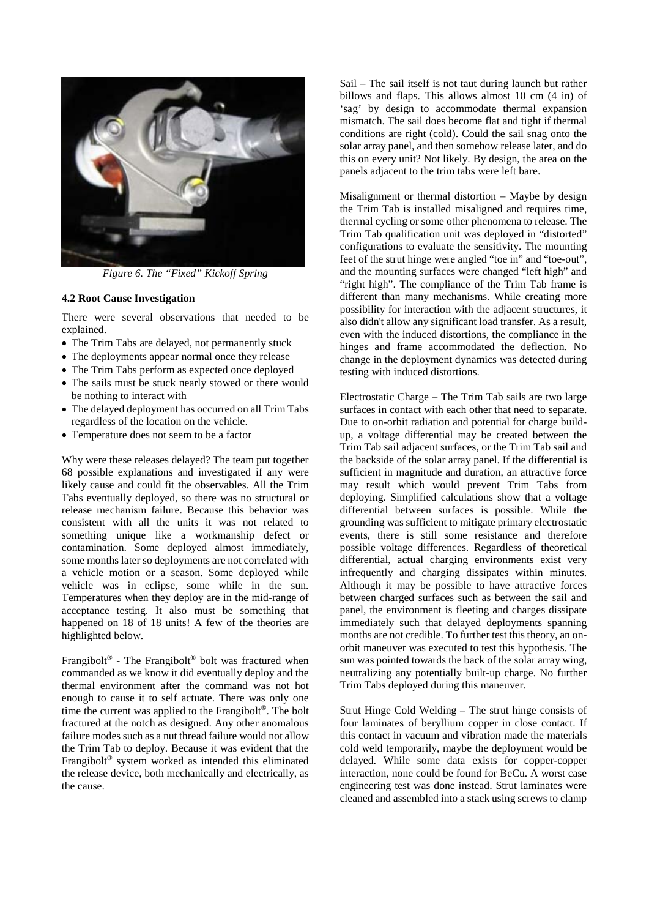*Figure 6. The "Fixed" Kickoff Spring*

### 4.2 Root Cause Investigation

There were several observations that needed to be explained.

- The Trim Tabs are delayed, not permanently stuck
- The deployments appear normal once they release
- The Trim Tabs perform as expected once deployed
- The sails must be stuck nearly stowed or there would be nothing to interact with
- The delayed deployment has occurred on all Trim Tabs regardless of the location on the vehicle.
- Temperature does not seem to be a factor

Why were these releases delayed? The team put together 68 possible explanations and investigated if any were likely cause and could fit the observables. All the Trim Tabs eventually deployed, so there was no structural or release mechanism failure. Because this behavior was consistent with all the units it was not related to something unique like a workmanship defect or contamination. Some deployed almost immediately, some months later so deployments are not correlated with a vehicle motion or a season. Some deployed while vehicle was in eclipse, some while in the sun. Temperatures when they deploy are in the mid-range of acceptance testing. It also must be something that happened on 18 of 18 units! A few of the theories are highlighted below.

Frangibolt® - The Frangibolt® bolt was fractured when commanded as we know it did eventually deploy and the thermal environment after the command was not hot enough to cause it to self actuate. There was only one time the current was applied to the Frangibolt®. The bolt fractured at the notch as designed. Any other anomalous failure modes such as a nut thread failure would not allow the Trim Tab to deploy. Because it was evident that the Frangibolt® system worked as intended this eliminated the release device, both mechanically and electrically, as the cause.

Sail – The sail itself is not taut during launch but rather billows and flaps. This allows almost 10 cm (4 in) of 'sag' by design to accommodate thermal expansion mismatch. The sail does become flat and tight if thermal conditions are right (cold). Could the sail snag onto the solar array panel, and then somehow release later, and do this on every unit? Not likely. By design, the area on the panels adjacent to the trim tabs were left bare.

Misalignment or thermal distortion – Maybe by design the Trim Tab is installed misaligned and requires time, thermal cycling or some other phenomena to release. The Trim Tab qualification unit was deployed in "distorted" configurations to evaluate the sensitivity. The mounting feet of the strut hinge were angled "toe in" and "toe-out", and the mounting surfaces were changed "left high" and "right high". The compliance of the Trim Tab frame is different than many mechanisms. While creating more possibility for interaction with the adjacent structures, it also didn't allow any significant load transfer. As a result, even with the induced distortions, the compliance in the hinges and frame accommodated the deflection. No change in the deployment dynamics was detected during testing with induced distortions.

Electrostatic Charge – The Trim Tab sails are two large surfaces in contact with each other that need to separate. Due to on-orbit radiation and potential for charge build-up, a voltage differential may be created between the Trim Tab sail adjacent surfaces, or the Trim Tab sail and the backside of the solar array panel. If the differential is sufficient in magnitude and duration, an attractive force may result which would prevent Trim Tabs from deploying. Simplified calculations show that a voltage differential between surfaces is possible. While the grounding was sufficient to mitigate primary electrostatic events, there is still some resistance and therefore possible voltage differences. Regardless of theoretical differential, actual charging environments exist very infrequently and charging dissipates within minutes. Although it may be possible to have attractive forces between charged surfaces such as between the sail and panel, the environment is fleeting and charges dissipate immediately such that delayed deployments spanning months are not credible. To further test this theory, an on-orbit maneuver was executed to test this hypothesis. The sun was pointed towards the back of the solar array wing, neutralizing any potentially built-up charge. No further Trim Tabs deployed during this maneuver.

Strut Hinge Cold Welding – The strut hinge consists of four laminates of beryllium copper in close contact. If this contact in vacuum and vibration made the materials cold weld temporarily, maybe the deployment would be delayed. While some data exists for copper-copper interaction, none could be found for BeCu. A worst case engineering test was done instead. Strut laminates were cleaned and assembled into a stack using screws to clamp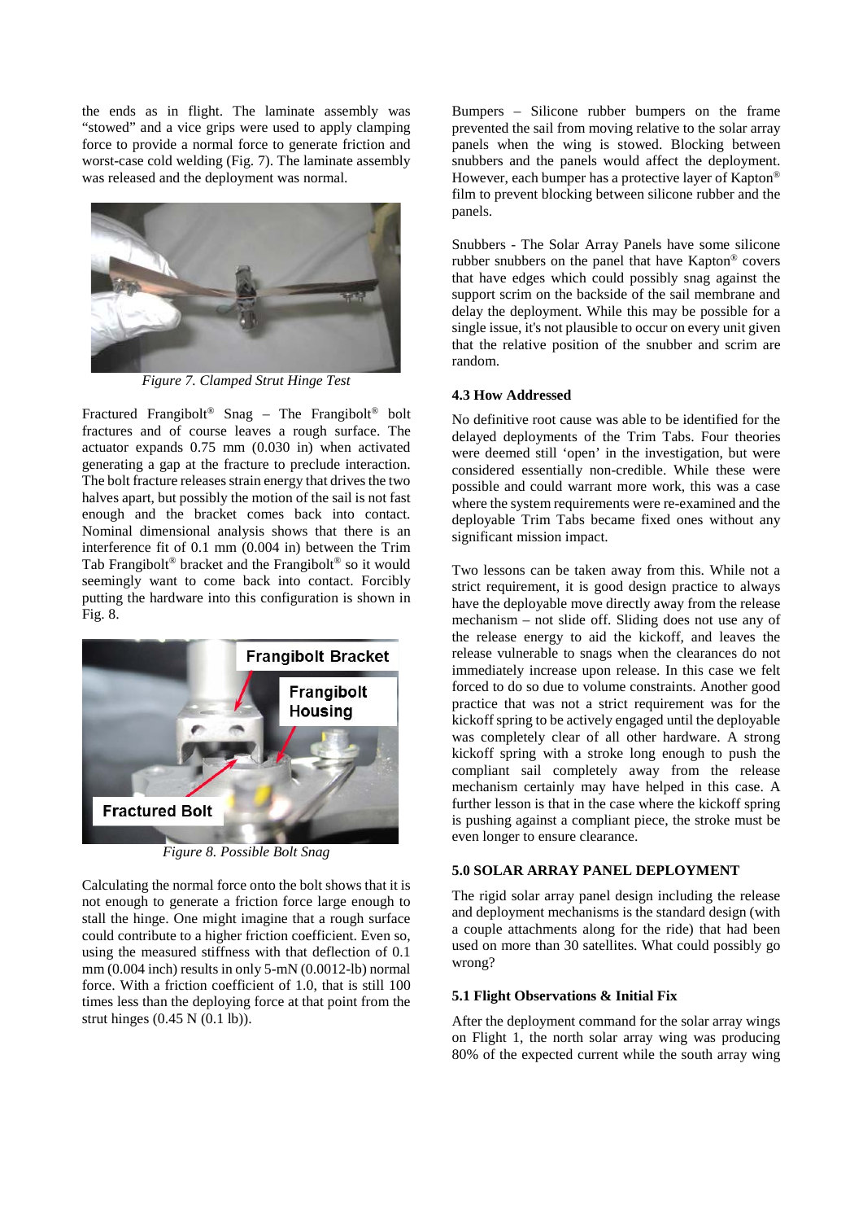the ends as in flight. The laminate assembly was "stowed" and a vice grips were used to apply clamping force to provide a normal force to generate friction and worst-case cold welding (Fig. 7). The laminate assembly was released and the deployment was normal.

*Figure 7. Clamped Strut Hinge Test*

Fractured Frangibolt® Snag – The Frangibolt® bolt fractures and of course leaves a rough surface. The actuator expands 0.75 mm (0.030 in) when activated generating a gap at the fracture to preclude interaction. The bolt fracture releases strain energy that drives the two halves apart, but possibly the motion of the sail is not fast enough and the bracket comes back into contact. Nominal dimensional analysis shows that there is an interference fit of 0.1 mm (0.004 in) between the Trim Tab Frangibolt® bracket and the Frangibolt® so it would seemingly want to come back into contact. Forcibly putting the hardware into this configuration is shown in Fig. 8.

*Figure 8. Possible Bolt Snag*

Calculating the normal force onto the bolt shows that it is not enough to generate a friction force large enough to stall the hinge. One might imagine that a rough surface could contribute to a higher friction coefficient. Even so, using the measured stiffness with that deflection of 0.1 mm (0.004 inch) results in only 5-mN (0.0012-lb) normal force. With a friction coefficient of 1.0, that is still 100 times less than the deploying force at that point from the strut hinges (0.45 N (0.1 lb)).

Bumpers – Silicone rubber bumpers on the frame prevented the sail from moving relative to the solar array panels when the wing is stowed. Blocking between snubbers and the panels would affect the deployment. However, each bumper has a protective layer of Kapton® film to prevent blocking between silicone rubber and the panels.

Snubbers - The Solar Array Panels have some silicone rubber snubbers on the panel that have Kapton® covers that have edges which could possibly snag against the support scrim on the backside of the sail membrane and delay the deployment. While this may be possible for a single issue, it's not plausible to occur on every unit given that the relative position of the snubber and scrim are random.

### 4.3 How Addressed

No definitive root cause was able to be identified for the delayed deployments of the Trim Tabs. Four theories were deemed still 'open' in the investigation, but were considered essentially non-credible. While these were possible and could warrant more work, this was a case where the system requirements were re-examined and the deployable Trim Tabs became fixed ones without any significant mission impact.

Two lessons can be taken away from this. While not a strict requirement, it is good design practice to always have the deployable move directly away from the release mechanism – not slide off. Sliding does not use any of the release energy to aid the kickoff, and leaves the release vulnerable to snags when the clearances do not immediately increase upon release. In this case we felt forced to do so due to volume constraints. Another good practice that was not a strict requirement was for the kickoff spring to be actively engaged until the deployable was completely clear of all other hardware. A strong kickoff spring with a stroke long enough to push the compliant sail completely away from the release mechanism certainly may have helped in this case. A further lesson is that in the case where the kickoff spring is pushing against a compliant piece, the stroke must be even longer to ensure clearance.

## 5.0 SOLAR ARRAY PANEL DEPLOYMENT

The rigid solar array panel design including the release and deployment mechanisms is the standard design (with a couple attachments along for the ride) that had been used on more than 30 satellites. What could possibly go wrong?

### 5.1 Flight Observations & Initial Fix

After the deployment command for the solar array wings on Flight 1, the north solar array wing was producing 80% of the expected current while the south array wing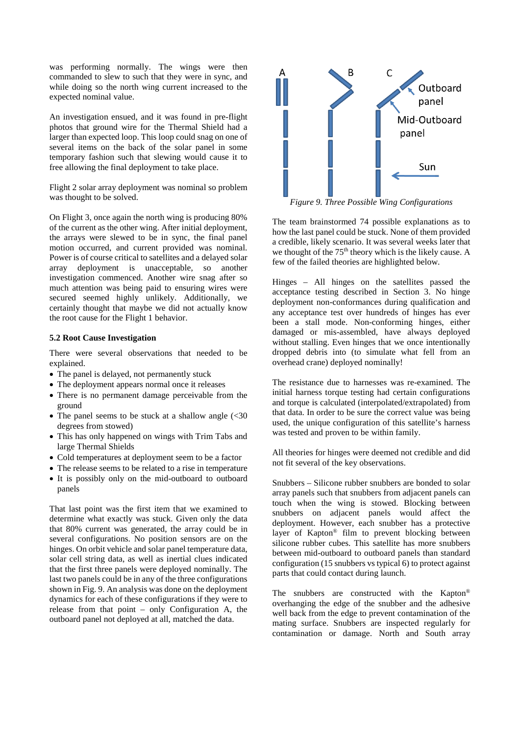was performing normally. The wings were then commanded to slew to such that they were in sync, and while doing so the north wing current increased to the expected nominal value.

An investigation ensued, and it was found in pre-flight photos that ground wire for the Thermal Shield had a larger than expected loop. This loop could snag on one of several items on the back of the solar panel in some temporary fashion such that slewing would cause it to free allowing the final deployment to take place.

Flight 2 solar array deployment was nominal so problem was thought to be solved.

On Flight 3, once again the north wing is producing 80% of the current as the other wing. After initial deployment, the arrays were slewed to be in sync, the final panel motion occurred, and current provided was nominal. Power is of course critical to satellites and a delayed solar array deployment is unacceptable, so another investigation commenced. Another wire snag after so much attention was being paid to ensuring wires were secured seemed highly unlikely. Additionally, we certainly thought that maybe we did not actually know the root cause for the Flight 1 behavior.

### 5.2 Root Cause Investigation

There were several observations that needed to be explained.

- The panel is delayed, not permanently stuck
- The deployment appears normal once it releases
- There is no permanent damage perceivable from the ground
- The panel seems to be stuck at a shallow angle (<30 degrees from stowed)
- This has only happened on wings with Trim Tabs and large Thermal Shields
- Cold temperatures at deployment seem to be a factor
- The release seems to be related to a rise in temperature
- It is possibly only on the mid-outboard to outboard panels

That last point was the first item that we examined to determine what exactly was stuck. Given only the data that 80% current was generated, the array could be in several configurations. No position sensors are on the hinges. On orbit vehicle and solar panel temperature data, solar cell string data, as well as inertial clues indicated that the first three panels were deployed nominally. The last two panels could be in any of the three configurations shown in Fig. 9. An analysis was done on the deployment dynamics for each of these configurations if they were to release from that point – only Configuration A, the outboard panel not deployed at all, matched the data.

*Figure 9. Three Possible Wing Configurations*

The team brainstormed 74 possible explanations as to how the last panel could be stuck. None of them provided a credible, likely scenario. It was several weeks later that we thought of the 75th theory which is the likely cause. A few of the failed theories are highlighted below.

Hinges – All hinges on the satellites passed the acceptance testing described in Section 3. No hinge deployment non-conformances during qualification and any acceptance test over hundreds of hinges has ever been a stall mode. Non-conforming hinges, either damaged or mis-assembled, have always deployed without stalling. Even hinges that we once intentionally dropped debris into (to simulate what fell from an overhead crane) deployed nominally!

The resistance due to harnesses was re-examined. The initial harness torque testing had certain configurations and torque is calculated (interpolated/extrapolated) from that data. In order to be sure the correct value was being used, the unique configuration of this satellite's harness was tested and proven to be within family.

All theories for hinges were deemed not credible and did not fit several of the key observations.

Snubbers – Silicone rubber snubbers are bonded to solar array panels such that snubbers from adjacent panels can touch when the wing is stowed. Blocking between snubbers on adjacent panels would affect the deployment. However, each snubber has a protective layer of Kapton® film to prevent blocking between silicone rubber cubes. This satellite has more snubbers between mid-outboard to outboard panels than standard configuration (15 snubbers vs typical 6) to protect against parts that could contact during launch.

The snubbers are constructed with the Kapton® overhanging the edge of the snubber and the adhesive well back from the edge to prevent contamination of the mating surface. Snubbers are inspected regularly for contamination or damage. North and South array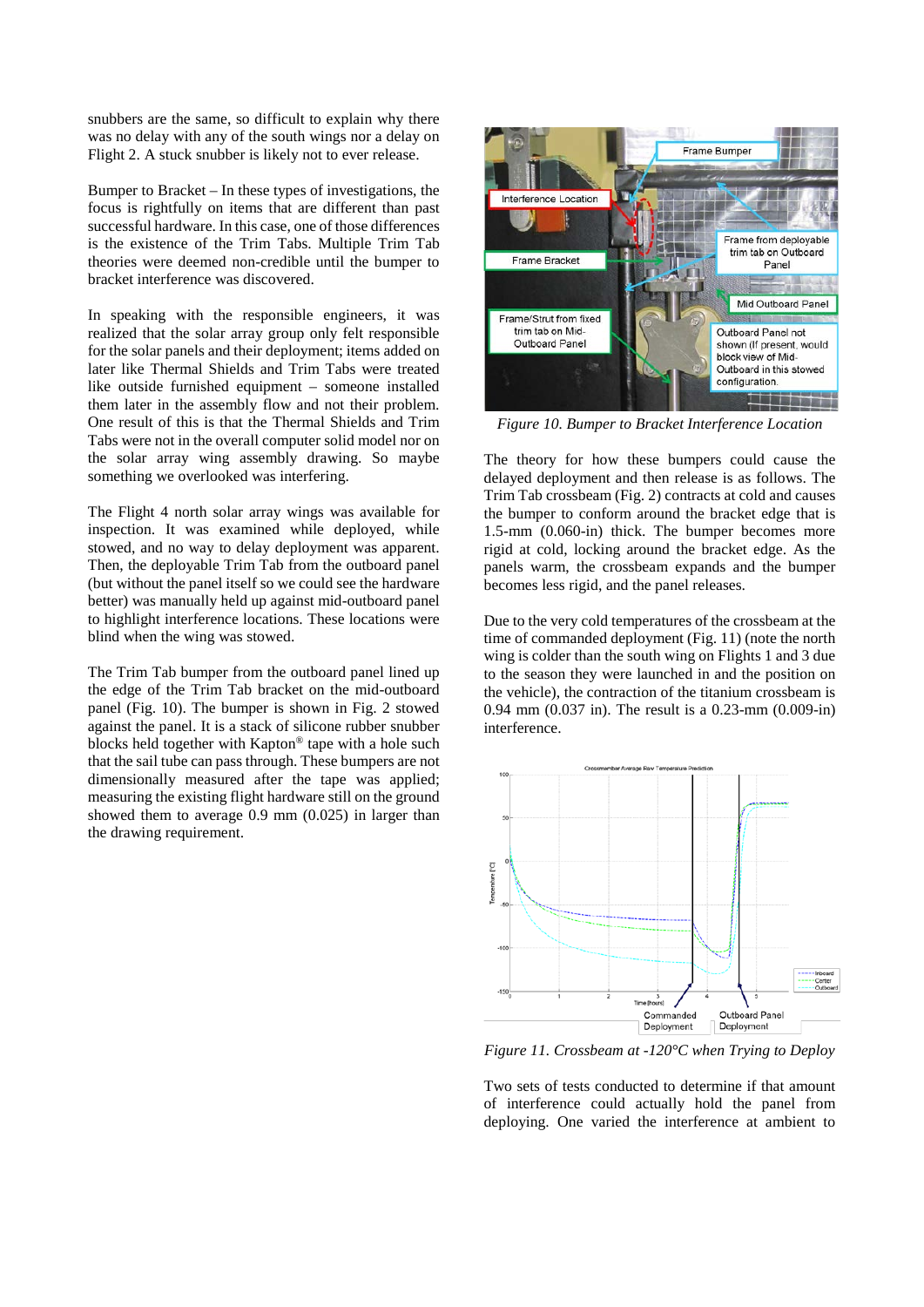snubbers are the same, so difficult to explain why there was no delay with any of the south wings nor a delay on Flight 2. A stuck snubber is likely not to ever release.

Bumper to Bracket – In these types of investigations, the focus is rightfully on items that are different than past successful hardware. In this case, one of those differences is the existence of the Trim Tabs. Multiple Trim Tab theories were deemed non-credible until the bumper to bracket interference was discovered.

In speaking with the responsible engineers, it was realized that the solar array group only felt responsible for the solar panels and their deployment; items added on later like Thermal Shields and Trim Tabs were treated like outside furnished equipment – someone installed them later in the assembly flow and not their problem. One result of this is that the Thermal Shields and Trim Tabs were not in the overall computer solid model nor on the solar array wing assembly drawing. So maybe something we overlooked was interfering.

The Flight 4 north solar array wings was available for inspection. It was examined while deployed, while stowed, and no way to delay deployment was apparent. Then, the deployable Trim Tab from the outboard panel (but without the panel itself so we could see the hardware better) was manually held up against mid-outboard panel to highlight interference locations. These locations were blind when the wing was stowed.

The Trim Tab bumper from the outboard panel lined up the edge of the Trim Tab bracket on the mid-outboard panel (Fig. 10). The bumper is shown in Fig. 2 stowed against the panel. It is a stack of silicone rubber snubber blocks held together with Kapton® tape with a hole such that the sail tube can pass through. These bumpers are not dimensionally measured after the tape was applied; measuring the existing flight hardware still on the ground showed them to average 0.9 mm (0.025) in larger than the drawing requirement.

*Figure 10. Bumper to Bracket Interference Location*

The theory for how these bumpers could cause the delayed deployment and then release is as follows. The Trim Tab crossbeam (Fig. 2) contracts at cold and causes the bumper to conform around the bracket edge that is 1.5-mm (0.060-in) thick. The bumper becomes more rigid at cold, locking around the bracket edge. As the panels warm, the crossbeam expands and the bumper becomes less rigid, and the panel releases.

Due to the very cold temperatures of the crossbeam at the time of commanded deployment (Fig. 11) (note the north wing is colder than the south wing on Flights 1 and 3 due to the season they were launched in and the position on the vehicle), the contraction of the titanium crossbeam is 0.94 mm (0.037 in). The result is a 0.23-mm (0.009-in) interference.

*Figure 11. Crossbeam at -120°C when Trying to Deploy*

Two sets of tests conducted to determine if that amount of interference could actually hold the panel from deploying. One varied the interference at ambient to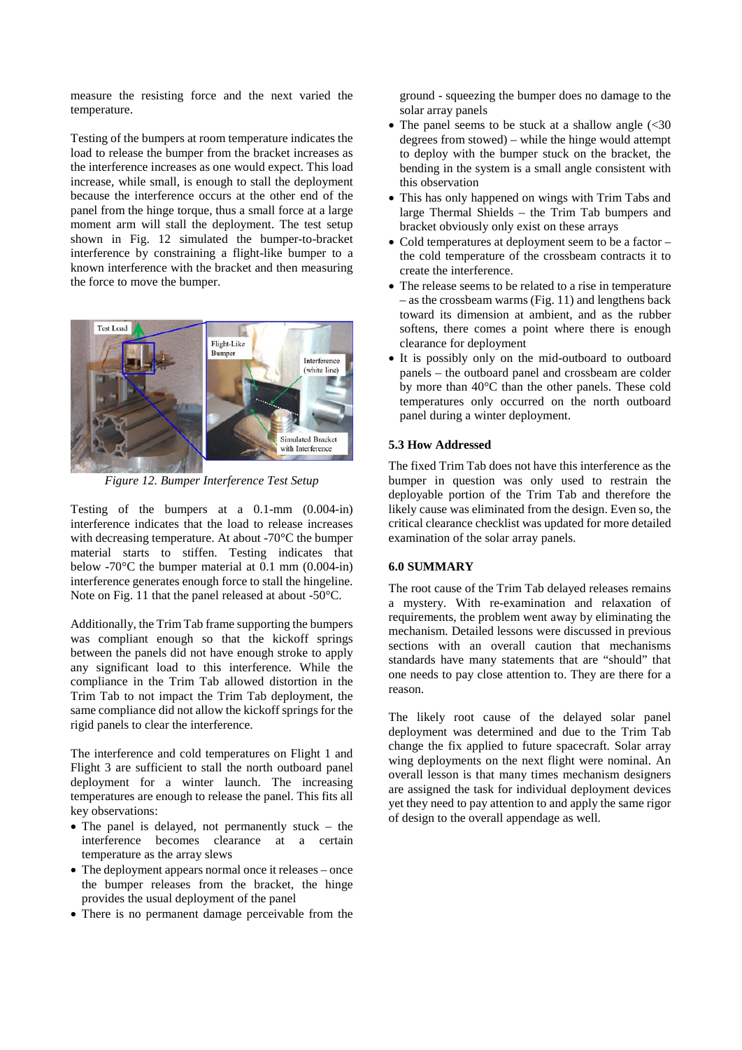measure the resisting force and the next varied the temperature.

Testing of the bumpers at room temperature indicates the load to release the bumper from the bracket increases as the interference increases as one would expect. This load increase, while small, is enough to stall the deployment because the interference occurs at the other end of the panel from the hinge torque, thus a small force at a large moment arm will stall the deployment. The test setup shown in Fig. 12 simulated the bumper-to-bracket interference by constraining a flight-like bumper to a known interference with the bracket and then measuring the force to move the bumper.

*Figure 12. Bumper Interference Test Setup*

Testing of the bumpers at a 0.1-mm (0.004-in) interference indicates that the load to release increases with decreasing temperature. At about -70°C the bumper material starts to stiffen. Testing indicates that below -70°C the bumper material at 0.1 mm (0.004-in) interference generates enough force to stall the hingeline. Note on Fig. 11 that the panel released at about -50°C.

Additionally, the Trim Tab frame supporting the bumpers was compliant enough so that the kickoff springs between the panels did not have enough stroke to apply any significant load to this interference. While the compliance in the Trim Tab allowed distortion in the Trim Tab to not impact the Trim Tab deployment, the same compliance did not allow the kickoff springs for the rigid panels to clear the interference.

The interference and cold temperatures on Flight 1 and Flight 3 are sufficient to stall the north outboard panel deployment for a winter launch. The increasing temperatures are enough to release the panel. This fits all key observations:

- The panel is delayed, not permanently stuck – the interference becomes clearance at a certain temperature as the array slews
- The deployment appears normal once it releases – once the bumper releases from the bracket, the hinge provides the usual deployment of the panel
- There is no permanent damage perceivable from the ground - squeezing the bumper does no damage to the solar array panels
- The panel seems to be stuck at a shallow angle (<30 degrees from stowed) – while the hinge would attempt to deploy with the bumper stuck on the bracket, the bending in the system is a small angle consistent with this observation
- This has only happened on wings with Trim Tabs and large Thermal Shields – the Trim Tab bumpers and bracket obviously only exist on these arrays
- Cold temperatures at deployment seem to be a factor – the cold temperature of the crossbeam contracts it to create the interference.
- The release seems to be related to a rise in temperature – as the crossbeam warms (Fig. 11) and lengthens back toward its dimension at ambient, and as the rubber softens, there comes a point where there is enough clearance for deployment
- It is possibly only on the mid-outboard to outboard panels – the outboard panel and crossbeam are colder by more than 40°C than the other panels. These cold temperatures only occurred on the north outboard panel during a winter deployment.

### 5.3 How Addressed

The fixed Trim Tab does not have this interference as the bumper in question was only used to restrain the deployable portion of the Trim Tab and therefore the likely cause was eliminated from the design. Even so, the critical clearance checklist was updated for more detailed examination of the solar array panels.

## 6.0 SUMMARY

The root cause of the Trim Tab delayed releases remains a mystery. With re-examination and relaxation of requirements, the problem went away by eliminating the mechanism. Detailed lessons were discussed in previous sections with an overall caution that mechanisms standards have many statements that are "should" that one needs to pay close attention to. They are there for a reason.

The likely root cause of the delayed solar panel deployment was determined and due to the Trim Tab change the fix applied to future spacecraft. Solar array wing deployments on the next flight were nominal. An overall lesson is that many times mechanism designers are assigned the task for individual deployment devices yet they need to pay attention to and apply the same rigor of design to the overall appendage as well.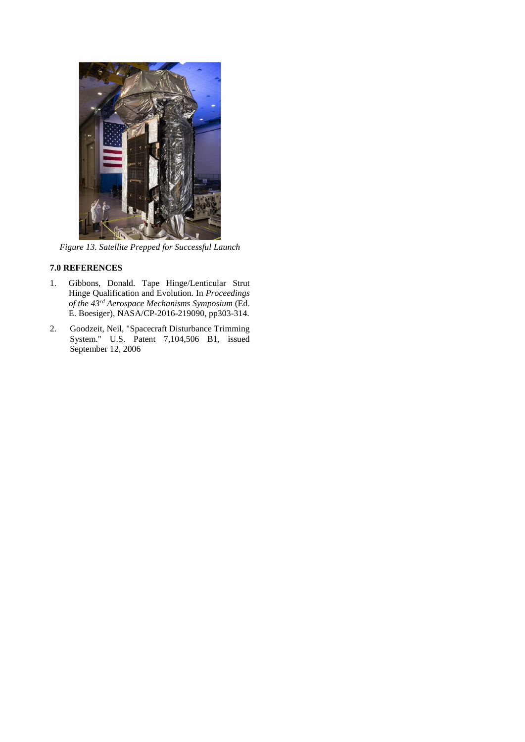*Figure 13. Satellite Prepped for Successful Launch*

## 7.0 REFERENCES

1. Gibbons, Donald. Tape Hinge/Lenticular Strut Hinge Qualification and Evolution. In *Proceedings of the 43rd Aerospace Mechanisms Symposium* (Ed. E. Boesiger), NASA/CP-2016-219090, pp303-314.
2. Goodzeit, Neil, "Spacecraft Disturbance Trimming System." U.S. Patent 7,104,506 B1, issued September 12, 2006